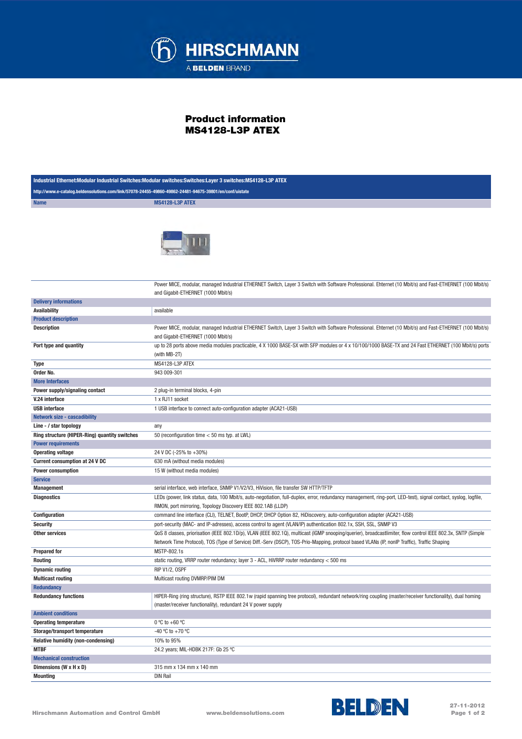# Product information
# MS4128-L3P ATEX

| Industrial Ethernet:Modular Industrial Switches:Modular switches:Switches:Layer 3 switches:MS4128-L3P ATEX | |
|---|---|
| http://www.e-catalog.beldensolutions.com/link/57078-24455-49860-49862-24481-94675-39801/en/conf/uistate | |
| **Name** | **MS4128-L3P ATEX** |

| | |
|---|---|
| | Power MICE, modular, managed Industrial ETHERNET Switch, Layer 3 Switch with Software Professional. Ehternet (10 Mbit/s) and Fast-ETHERNET (100 Mbit/s) and Gigabit-ETHERNET (1000 Mbit/s) |
| **Delivery informations** | |
| **Availability** | available |
| **Product description** | |
| **Description** | Power MICE, modular, managed Industrial ETHERNET Switch, Layer 3 Switch with Software Professional. Ehternet (10 Mbit/s) and Fast-ETHERNET (100 Mbit/s) and Gigabit-ETHERNET (1000 Mbit/s) |
| **Port type and quantity** | up to 28 ports above media modules practicable, 4 X 1000 BASE-SX with SFP modules or 4 x 10/100/1000 BASE-TX and 24 Fast ETHERNET (100 Mbit/s) ports (with MB-2T) |
| **Type** | MS4128-L3P ATEX |
| **Order No.** | 943 009-301 |
| **More Interfaces** | |
| **Power supply/signaling contact** | 2 plug-in terminal blocks, 4-pin |
| **V.24 interface** | 1 x RJ11 socket |
| **USB interface** | 1 USB interface to connect auto-configuration adapter (ACA21-USB) |
| **Network size - cascadibility** | |
| **Line - / star topology** | any |
| **Ring structure (HIPER-Ring) quantity switches** | 50 (reconfiguration time < 50 ms typ. at LWL) |
| **Power requirements** | |
| **Operating voltage** | 24 V DC (-25% to +30%) |
| **Current consumption at 24 V DC** | 630 mA (without media modules) |
| **Power consumption** | 15 W (without media modules) |
| **Service** | |
| **Management** | serial interface, web interface, SNMP V1/V2/V3, HiVision, file transfer SW HTTP/TFTP |
| **Diagnostics** | LEDs (power, link status, data, 100 Mbit/s, auto-negotiation, full-duplex, error, redundancy management, ring-port, LED-test), signal contact, syslog, logfile, RMON, port mirroring, Topology Discovery IEEE 802.1AB (LLDP) |
| **Configuration** | command line interface (CLI), TELNET, BootP, DHCP, DHCP Option 82, HiDiscovery, auto-configuration adapter (ACA21-USB) |
| **Security** | port-security (MAC- and IP-adresses), access control to agent (VLAN/IP) authentication 802.1x, SSH, SSL, SNMP V3 |
| **Other services** | QoS 8 classes, priorisation (IEEE 802.1D/p), VLAN (IEEE 802.1Q), multicast (IGMP snooping/querier), broadcastlimiter, flow control IEEE 802.3x, SNTP (Simple Network Time Protocol), TOS (Type of Service) Diff.-Serv (DSCP), TOS-Prio-Mapping, protocol based VLANs (IP, nonIP Traffic), Traffic Shaping |
| **Prepared for** | MSTP-802.1s |
| **Routing** | static routing, VRRP router redundancy; layer 3 - ACL, HiVRRP router redundancy < 500 ms |
| **Dynamic routing** | RIP V1/2, OSPF |
| **Multicast routing** | Multicast routing DVMRP/PIM DM |
| **Redundancy** | |
| **Redundancy functions** | HIPER-Ring (ring structure), RSTP IEEE 802.1w (rapid spanning tree protocol), redundant network/ring coupling (master/receiver functionality), dual homing (master/receiver functionality), redundant 24 V power supply |
| **Ambient conditions** | |
| **Operating temperature** | 0 °C to +60 °C |
| **Storage/transport temperature** | -40 °C to +70 °C |
| **Relative humidity (non-condensing)** | 10% to 95% |
| **MTBF** | 24.2 years; MIL-HDBK 217F: Gb 25 °C |
| **Mechanical construction** | |
| **Dimensions (W x H x D)** | 315 mm x 134 mm x 140 mm |
| **Mounting** | DIN Rail |

Hirschmann Automation and Control GmbH www.beldensolutions.com 27-11-2012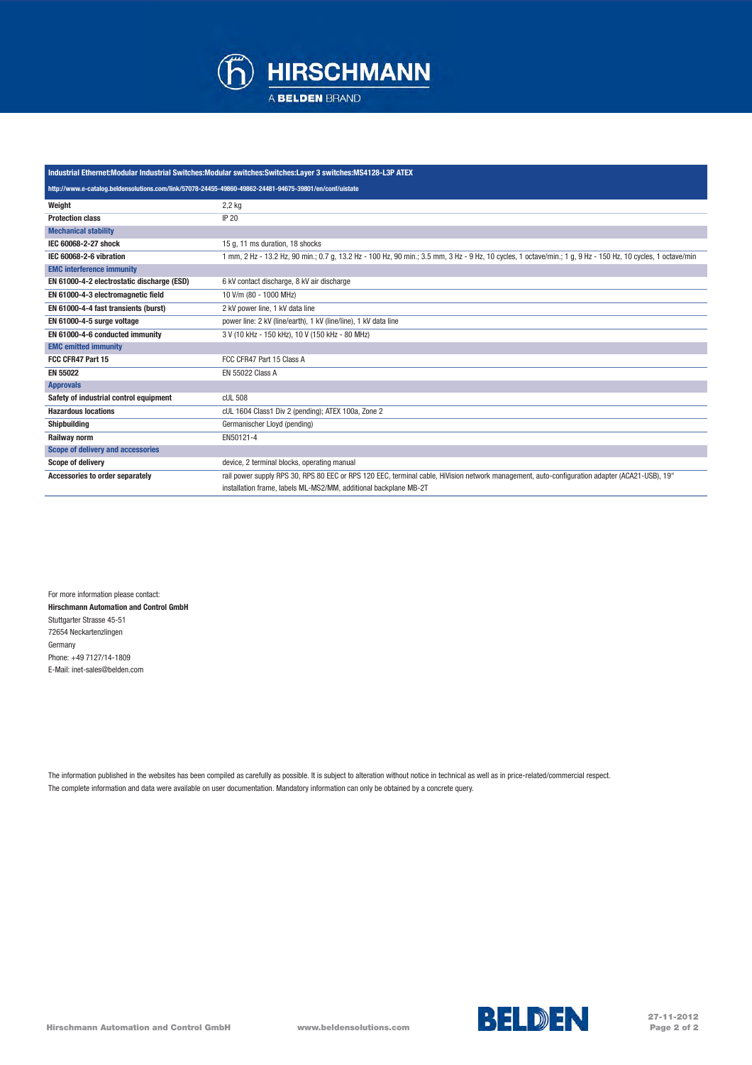| Industrial Ethernet:Modular Industrial Switches:Modular switches:Switches:Layer 3 switches:MS4128-L3P ATEX | |
|---|---|
| http://www.e-catalog.beldensolutions.com/link/57078-24455-49860-49862-24481-94675-39801/en/conf/uistate | |
| **Weight** | 2,2 kg |
| **Protection class** | IP 20 |
| **Mechanical stability** | |
| **IEC 60068-2-27 shock** | 15 g, 11 ms duration, 18 shocks |
| **IEC 60068-2-6 vibration** | 1 mm, 2 Hz - 13.2 Hz, 90 min.; 0.7 g, 13.2 Hz - 100 Hz, 90 min.; 3.5 mm, 3 Hz - 9 Hz, 10 cycles, 1 octave/min.; 1 g, 9 Hz - 150 Hz, 10 cycles, 1 octave/min |
| **EMC interference immunity** | |
| **EN 61000-4-2 electrostatic discharge (ESD)** | 6 kV contact discharge, 8 kV air discharge |
| **EN 61000-4-3 electromagnetic field** | 10 V/m (80 - 1000 MHz) |
| **EN 61000-4-4 fast transients (burst)** | 2 kV power line, 1 kV data line |
| **EN 61000-4-5 surge voltage** | power line: 2 kV (line/earth), 1 kV (line/line), 1 kV data line |
| **EN 61000-4-6 conducted immunity** | 3 V (10 kHz - 150 kHz), 10 V (150 kHz - 80 MHz) |
| **EMC emitted immunity** | |
| **FCC CFR47 Part 15** | FCC CFR47 Part 15 Class A |
| **EN 55022** | EN 55022 Class A |
| **Approvals** | |
| **Safety of industrial control equipment** | cUL 508 |
| **Hazardous locations** | cUL 1604 Class1 Div 2 (pending); ATEX 100a, Zone 2 |
| **Shipbuilding** | Germanischer Lloyd (pending) |
| **Railway norm** | EN50121-4 |
| **Scope of delivery and accessories** | |
| **Scope of delivery** | device, 2 terminal blocks, operating manual |
| **Accessories to order separately** | rail power supply RPS 30, RPS 80 EEC or RPS 120 EEC, terminal cable, HiVision network management, auto-configuration adapter (ACA21-USB), 19" installation frame, labels ML-MS2/MM, additional backplane MB-2T |

For more information please contact:
**Hirschmann Automation and Control GmbH**
Stuttgarter Strasse 45-51
72654 Neckartenzlingen
Germany
Phone: +49 7127/14-1809
E-Mail: inet-sales@belden.com

The information published in the websites has been compiled as carefully as possible. It is subject to alteration without notice in technical as well as in price-related/commercial respect.
The complete information and data were available on user documentation. Mandatory information can only be obtained by a concrete query.